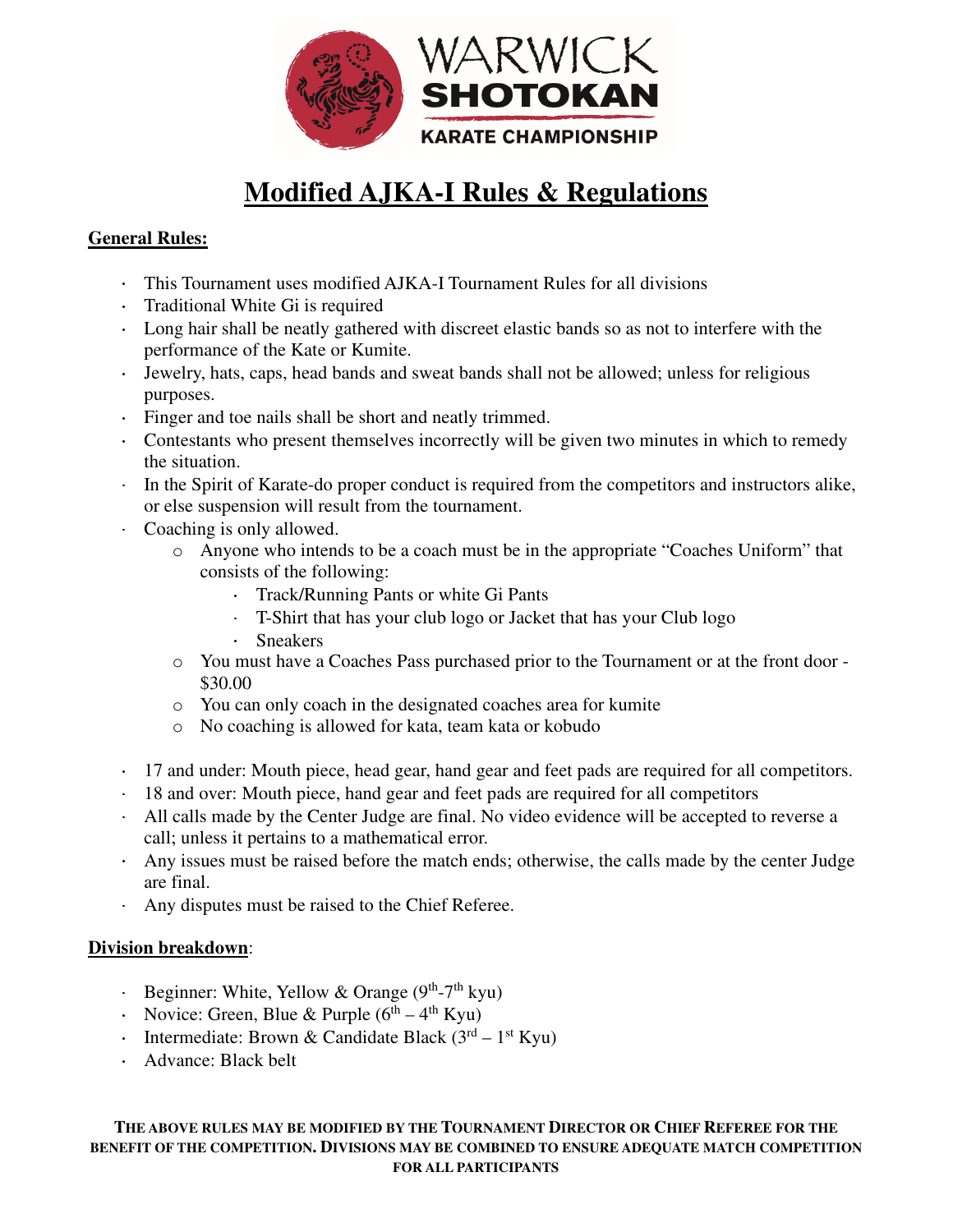# WARWICK SHOTOKAN KARATE CHAMPIONSHIP

# Modified AJKA-I Rules & Regulations

## General Rules:

- This Tournament uses modified AJKA-I Tournament Rules for all divisions
- Traditional White Gi is required
- Long hair shall be neatly gathered with discreet elastic bands so as not to interfere with the performance of the Kate or Kumite.
- Jewelry, hats, caps, head bands and sweat bands shall not be allowed; unless for religious purposes.
- Finger and toe nails shall be short and neatly trimmed.
- Contestants who present themselves incorrectly will be given two minutes in which to remedy the situation.
- In the Spirit of Karate-do proper conduct is required from the competitors and instructors alike, or else suspension will result from the tournament.
- Coaching is only allowed.
  - Anyone who intends to be a coach must be in the appropriate "Coaches Uniform" that consists of the following:
    - Track/Running Pants or white Gi Pants
    - T-Shirt that has your club logo or Jacket that has your Club logo
    - Sneakers
  - You must have a Coaches Pass purchased prior to the Tournament or at the front door - $30.00
  - You can only coach in the designated coaches area for kumite
  - No coaching is allowed for kata, team kata or kobudo
- 17 and under: Mouth piece, head gear, hand gear and feet pads are required for all competitors.
- 18 and over: Mouth piece, hand gear and feet pads are required for all competitors
- All calls made by the Center Judge are final. No video evidence will be accepted to reverse a call; unless it pertains to a mathematical error.
- Any issues must be raised before the match ends; otherwise, the calls made by the center Judge are final.
- Any disputes must be raised to the Chief Referee.

## Division breakdown:

- Beginner: White, Yellow & Orange (9th-7th kyu)
- Novice: Green, Blue & Purple (6th – 4th Kyu)
- Intermediate: Brown & Candidate Black (3rd – 1st Kyu)
- Advance: Black belt

**THE ABOVE RULES MAY BE MODIFIED BY THE TOURNAMENT DIRECTOR OR CHIEF REFEREE FOR THE BENEFIT OF THE COMPETITION. DIVISIONS MAY BE COMBINED TO ENSURE ADEQUATE MATCH COMPETITION FOR ALL PARTICIPANTS**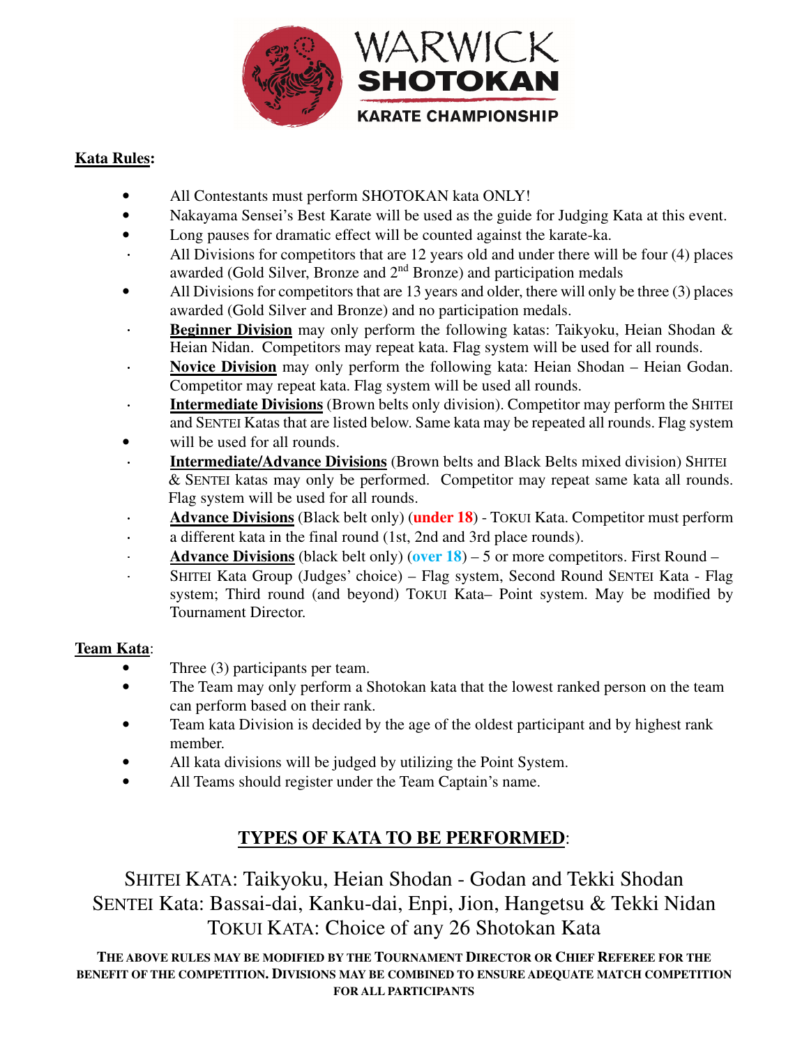WARWICK **SHOTOKAN** KARATE CHAMPIONSHIP

**Kata Rules**:

- All Contestants must perform SHOTOKAN kata ONLY!
- Nakayama Sensei's Best Karate will be used as the guide for Judging Kata at this event.
- Long pauses for dramatic effect will be counted against the karate-ka.
- All Divisions for competitors that are 12 years old and under there will be four (4) places awarded (Gold Silver, Bronze and 2nd Bronze) and participation medals
- All Divisions for competitors that are 13 years and older, there will only be three (3) places awarded (Gold Silver and Bronze) and no participation medals.
- **Beginner Division** may only perform the following katas: Taikyoku, Heian Shodan & Heian Nidan. Competitors may repeat kata. Flag system will be used for all rounds.
- **Novice Division** may only perform the following kata: Heian Shodan – Heian Godan. Competitor may repeat kata. Flag system will be used all rounds.
- **Intermediate Divisions** (Brown belts only division). Competitor may perform the SHITEI and SENTEI Katas that are listed below. Same kata may be repeated all rounds. Flag system will be used for all rounds.
- **Intermediate/Advance Divisions** (Brown belts and Black Belts mixed division) SHITEI & SENTEI katas may only be performed. Competitor may repeat same kata all rounds. Flag system will be used for all rounds.
- **Advance Divisions** (Black belt only) (**under 18**) - TOKUI Kata. Competitor must perform a different kata in the final round (1st, 2nd and 3rd place rounds).
- **Advance Divisions** (black belt only) (**over 18**) – 5 or more competitors. First Round – SHITEI Kata Group (Judges' choice) – Flag system, Second Round SENTEI Kata - Flag system; Third round (and beyond) TOKUI Kata– Point system. May be modified by Tournament Director.

**Team Kata**:

- Three (3) participants per team.
- The Team may only perform a Shotokan kata that the lowest ranked person on the team can perform based on their rank.
- Team kata Division is decided by the age of the oldest participant and by highest rank member.
- All kata divisions will be judged by utilizing the Point System.
- All Teams should register under the Team Captain's name.

## TYPES OF KATA TO BE PERFORMED:

SHITEI KATA: Taikyoku, Heian Shodan - Godan and Tekki Shodan
SENTEI Kata: Bassai-dai, Kanku-dai, Enpi, Jion, Hangetsu & Tekki Nidan
TOKUI KATA: Choice of any 26 Shotokan Kata

**THE ABOVE RULES MAY BE MODIFIED BY THE TOURNAMENT DIRECTOR OR CHIEF REFEREE FOR THE BENEFIT OF THE COMPETITION. DIVISIONS MAY BE COMBINED TO ENSURE ADEQUATE MATCH COMPETITION FOR ALL PARTICIPANTS**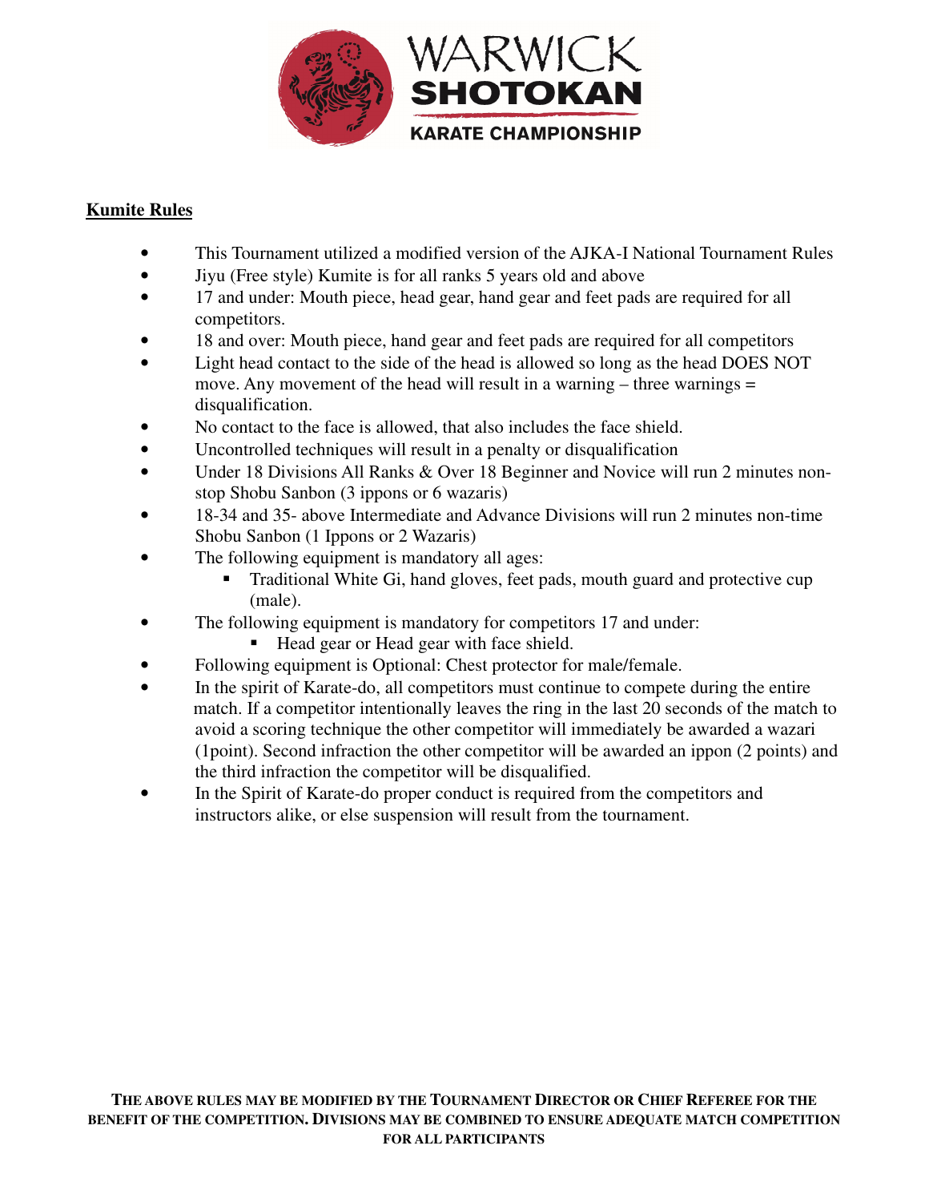WARWICK
SHOTOKAN
KARATE CHAMPIONSHIP

**Kumite Rules**

- This Tournament utilized a modified version of the AJKA-I National Tournament Rules
- Jiyu (Free style) Kumite is for all ranks 5 years old and above
- 17 and under: Mouth piece, head gear, hand gear and feet pads are required for all competitors.
- 18 and over: Mouth piece, hand gear and feet pads are required for all competitors
- Light head contact to the side of the head is allowed so long as the head DOES NOT move. Any movement of the head will result in a warning – three warnings = disqualification.
- No contact to the face is allowed, that also includes the face shield.
- Uncontrolled techniques will result in a penalty or disqualification
- Under 18 Divisions All Ranks & Over 18 Beginner and Novice will run 2 minutes non-stop Shobu Sanbon (3 ippons or 6 wazaris)
- 18-34 and 35- above Intermediate and Advance Divisions will run 2 minutes non-time Shobu Sanbon (1 Ippons or 2 Wazaris)
- The following equipment is mandatory all ages:
  - Traditional White Gi, hand gloves, feet pads, mouth guard and protective cup (male).
- The following equipment is mandatory for competitors 17 and under:
  - Head gear or Head gear with face shield.
- Following equipment is Optional: Chest protector for male/female.
- In the spirit of Karate-do, all competitors must continue to compete during the entire match. If a competitor intentionally leaves the ring in the last 20 seconds of the match to avoid a scoring technique the other competitor will immediately be awarded a wazari (1point). Second infraction the other competitor will be awarded an ippon (2 points) and the third infraction the competitor will be disqualified.
- In the Spirit of Karate-do proper conduct is required from the competitors and instructors alike, or else suspension will result from the tournament.

**THE ABOVE RULES MAY BE MODIFIED BY THE TOURNAMENT DIRECTOR OR CHIEF REFEREE FOR THE BENEFIT OF THE COMPETITION. DIVISIONS MAY BE COMBINED TO ENSURE ADEQUATE MATCH COMPETITION FOR ALL PARTICIPANTS**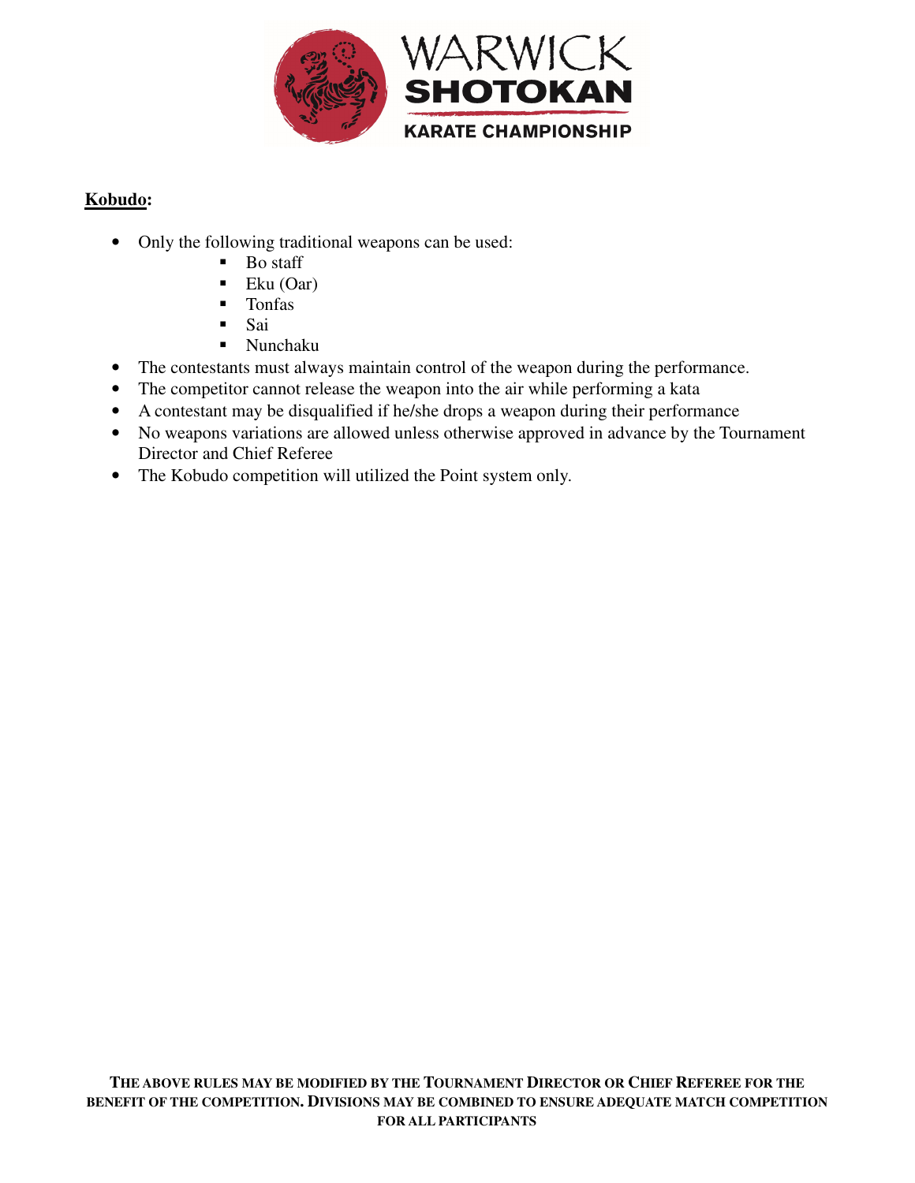## Kobudo:

- Only the following traditional weapons can be used:
  - Bo staff
  - Eku (Oar)
  - Tonfas
  - Sai
  - Nunchaku
- The contestants must always maintain control of the weapon during the performance.
- The competitor cannot release the weapon into the air while performing a kata
- A contestant may be disqualified if he/she drops a weapon during their performance
- No weapons variations are allowed unless otherwise approved in advance by the Tournament Director and Chief Referee
- The Kobudo competition will utilized the Point system only.